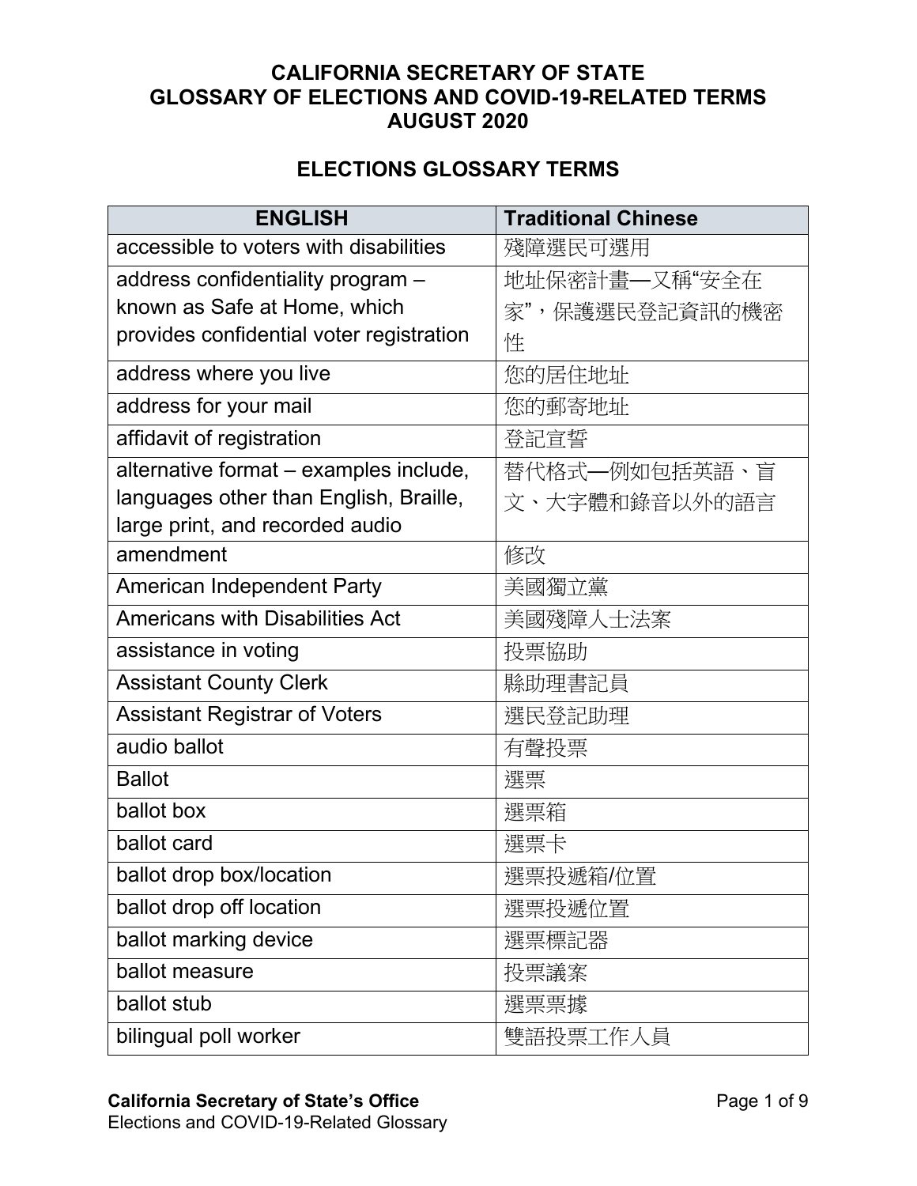# CALIFORNIA SECRETARY OF STATE
# GLOSSARY OF ELECTIONS AND COVID-19-RELATED TERMS
# AUGUST 2020

## ELECTIONS GLOSSARY TERMS

| ENGLISH | Traditional Chinese |
|---|---|
| accessible to voters with disabilities | 殘障選民可選用 |
| address confidentiality program – known as Safe at Home, which provides confidential voter registration | 地址保密計畫—又稱“安全在家”，保護選民登記資訊的機密性 |
| address where you live | 您的居住地址 |
| address for your mail | 您的郵寄地址 |
| affidavit of registration | 登記宣誓 |
| alternative format – examples include, languages other than English, Braille, large print, and recorded audio | 替代格式—例如包括英語、盲文、大字體和錄音以外的語言 |
| amendment | 修改 |
| American Independent Party | 美國獨立黨 |
| Americans with Disabilities Act | 美國殘障人士法案 |
| assistance in voting | 投票協助 |
| Assistant County Clerk | 縣助理書記員 |
| Assistant Registrar of Voters | 選民登記助理 |
| audio ballot | 有聲投票 |
| Ballot | 選票 |
| ballot box | 選票箱 |
| ballot card | 選票卡 |
| ballot drop box/location | 選票投遞箱/位置 |
| ballot drop off location | 選票投遞位置 |
| ballot marking device | 選票標記器 |
| ballot measure | 投票議案 |
| ballot stub | 選票票據 |
| bilingual poll worker | 雙語投票工作人員 |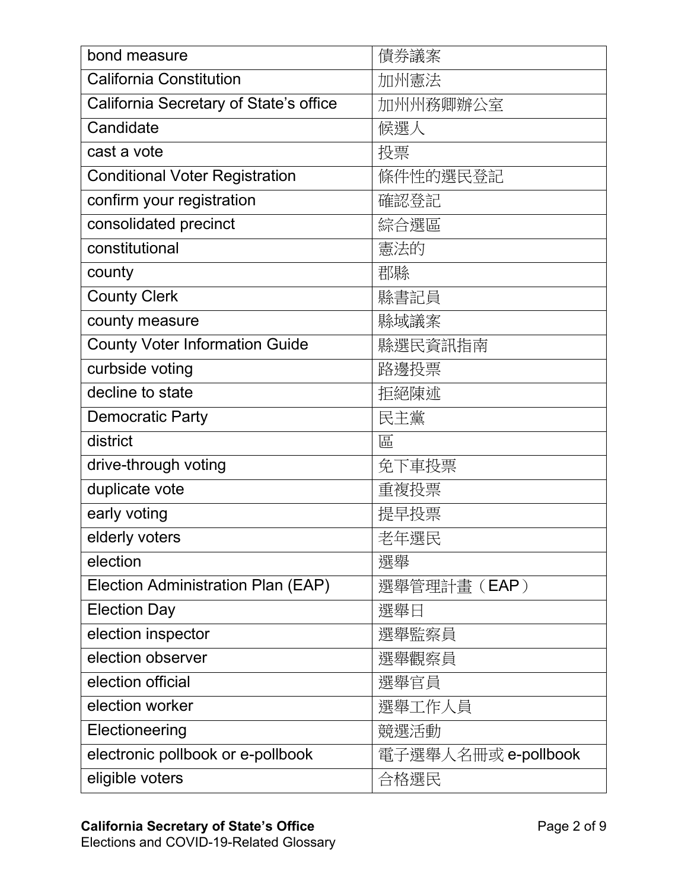| bond measure | 債券議案 |
| --- | --- |
| California Constitution | 加州憲法 |
| California Secretary of State's office | 加州州務卿辦公室 |
| Candidate | 候選人 |
| cast a vote | 投票 |
| Conditional Voter Registration | 條件性的選民登記 |
| confirm your registration | 確認登記 |
| consolidated precinct | 綜合選區 |
| constitutional | 憲法的 |
| county | 郡縣 |
| County Clerk | 縣書記員 |
| county measure | 縣域議案 |
| County Voter Information Guide | 縣選民資訊指南 |
| curbside voting | 路邊投票 |
| decline to state | 拒絕陳述 |
| Democratic Party | 民主黨 |
| district | 區 |
| drive-through voting | 免下車投票 |
| duplicate vote | 重複投票 |
| early voting | 提早投票 |
| elderly voters | 老年選民 |
| election | 選舉 |
| Election Administration Plan (EAP) | 選舉管理計畫（EAP） |
| Election Day | 選舉日 |
| election inspector | 選舉監察員 |
| election observer | 選舉觀察員 |
| election official | 選舉官員 |
| election worker | 選舉工作人員 |
| Electioneering | 競選活動 |
| electronic pollbook or e-pollbook | 電子選舉人名冊或 e-pollbook |
| eligible voters | 合格選民 |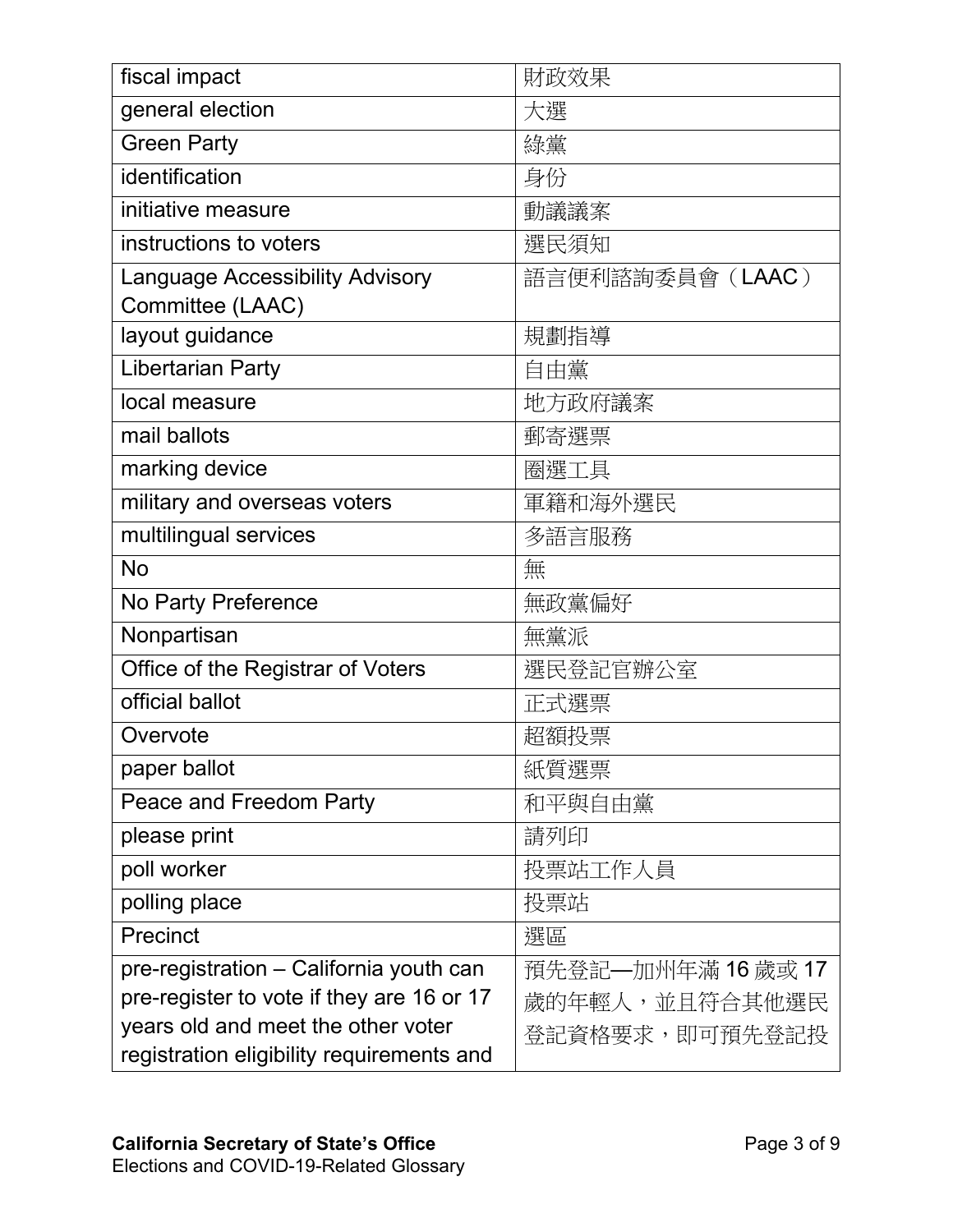| fiscal impact | 財政效果 |
|---|---|
| general election | 大選 |
| Green Party | 綠黨 |
| identification | 身份 |
| initiative measure | 動議議案 |
| instructions to voters | 選民須知 |
| Language Accessibility Advisory Committee (LAAC) | 語言便利諮詢委員會（LAAC） |
| layout guidance | 規劃指導 |
| Libertarian Party | 自由黨 |
| local measure | 地方政府議案 |
| mail ballots | 郵寄選票 |
| marking device | 圈選工具 |
| military and overseas voters | 軍籍和海外選民 |
| multilingual services | 多語言服務 |
| No | 無 |
| No Party Preference | 無政黨偏好 |
| Nonpartisan | 無黨派 |
| Office of the Registrar of Voters | 選民登記官辦公室 |
| official ballot | 正式選票 |
| Overvote | 超額投票 |
| paper ballot | 紙質選票 |
| Peace and Freedom Party | 和平與自由黨 |
| please print | 請列印 |
| poll worker | 投票站工作人員 |
| polling place | 投票站 |
| Precinct | 選區 |
| pre-registration – California youth can pre-register to vote if they are 16 or 17 years old and meet the other voter registration eligibility requirements and | 預先登記—加州年滿 16 歲或 17 歲的年輕人，並且符合其他選民登記資格要求，即可預先登記投 |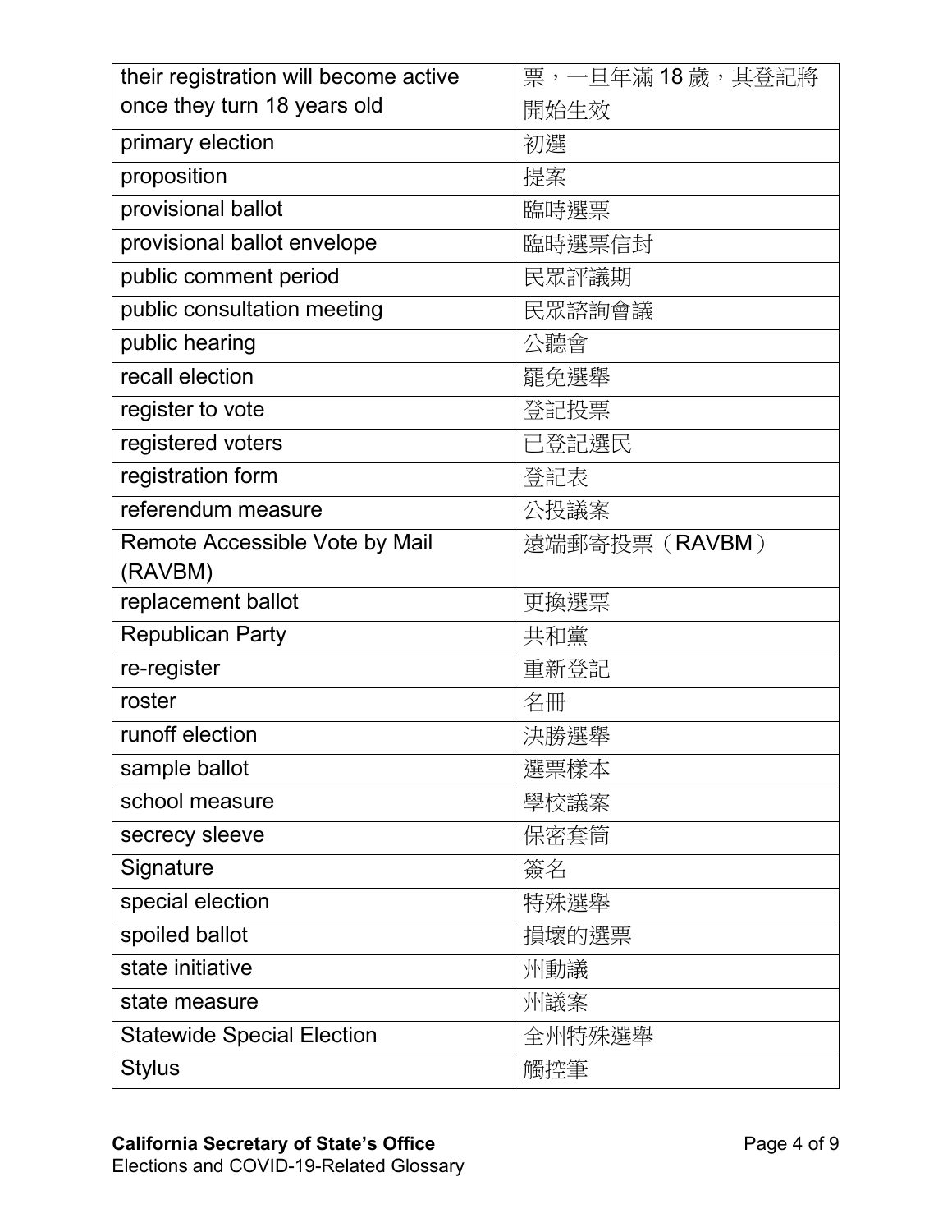| their registration will become active once they turn 18 years old | 票，一旦年滿 18 歲，其登記將開始生效 |
|---|---|
| primary election | 初選 |
| proposition | 提案 |
| provisional ballot | 臨時選票 |
| provisional ballot envelope | 臨時選票信封 |
| public comment period | 民眾評議期 |
| public consultation meeting | 民眾諮詢會議 |
| public hearing | 公聽會 |
| recall election | 罷免選舉 |
| register to vote | 登記投票 |
| registered voters | 已登記選民 |
| registration form | 登記表 |
| referendum measure | 公投議案 |
| Remote Accessible Vote by Mail (RAVBM) | 遠端郵寄投票（RAVBM） |
| replacement ballot | 更換選票 |
| Republican Party | 共和黨 |
| re-register | 重新登記 |
| roster | 名冊 |
| runoff election | 決勝選舉 |
| sample ballot | 選票樣本 |
| school measure | 學校議案 |
| secrecy sleeve | 保密套筒 |
| Signature | 簽名 |
| special election | 特殊選舉 |
| spoiled ballot | 損壞的選票 |
| state initiative | 州動議 |
| state measure | 州議案 |
| Statewide Special Election | 全州特殊選舉 |
| Stylus | 觸控筆 |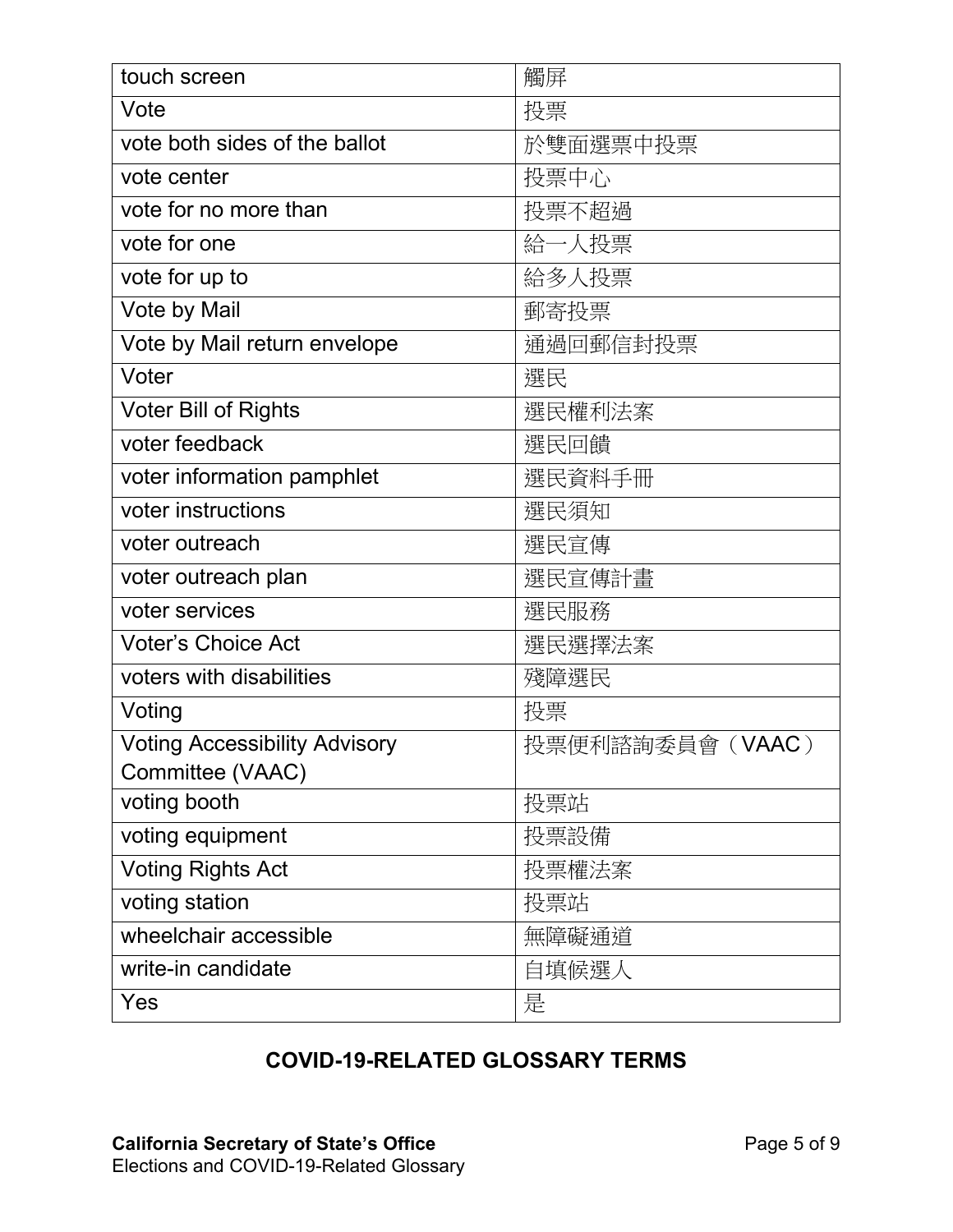| touch screen | 觸屏 |
|---|---|
| Vote | 投票 |
| vote both sides of the ballot | 於雙面選票中投票 |
| vote center | 投票中心 |
| vote for no more than | 投票不超過 |
| vote for one | 給一人投票 |
| vote for up to | 給多人投票 |
| Vote by Mail | 郵寄投票 |
| Vote by Mail return envelope | 通過回郵信封投票 |
| Voter | 選民 |
| Voter Bill of Rights | 選民權利法案 |
| voter feedback | 選民回饋 |
| voter information pamphlet | 選民資料手冊 |
| voter instructions | 選民須知 |
| voter outreach | 選民宣傳 |
| voter outreach plan | 選民宣傳計畫 |
| voter services | 選民服務 |
| Voter's Choice Act | 選民選擇法案 |
| voters with disabilities | 殘障選民 |
| Voting | 投票 |
| Voting Accessibility Advisory Committee (VAAC) | 投票便利諮詢委員會（VAAC） |
| voting booth | 投票站 |
| voting equipment | 投票設備 |
| Voting Rights Act | 投票權法案 |
| voting station | 投票站 |
| wheelchair accessible | 無障礙通道 |
| write-in candidate | 自填候選人 |
| Yes | 是 |

## COVID-19-RELATED GLOSSARY TERMS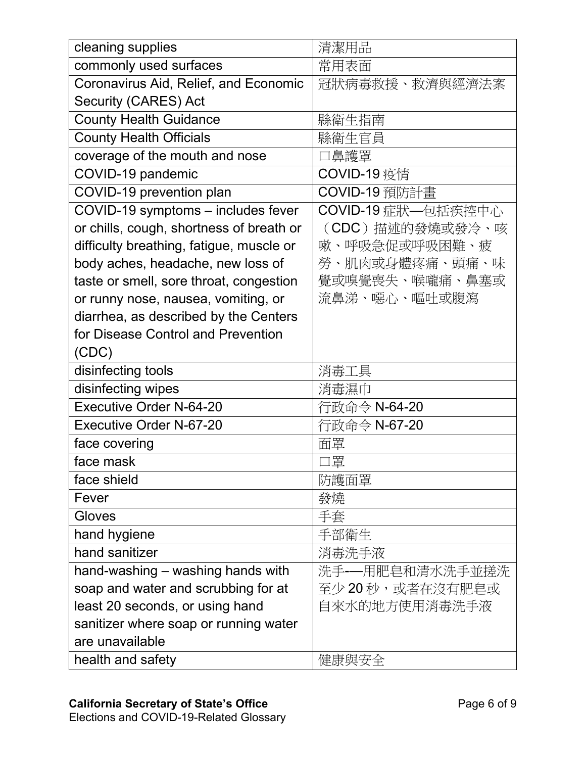| | |
|---|---|
| cleaning supplies | 清潔用品 |
| commonly used surfaces | 常用表面 |
| Coronavirus Aid, Relief, and Economic Security (CARES) Act | 冠狀病毒救援、救濟與經濟法案 |
| County Health Guidance | 縣衛生指南 |
| County Health Officials | 縣衛生官員 |
| coverage of the mouth and nose | 口鼻護罩 |
| COVID-19 pandemic | COVID-19 疫情 |
| COVID-19 prevention plan | COVID-19 預防計畫 |
| COVID-19 symptoms – includes fever or chills, cough, shortness of breath or difficulty breathing, fatigue, muscle or body aches, headache, new loss of taste or smell, sore throat, congestion or runny nose, nausea, vomiting, or diarrhea, as described by the Centers for Disease Control and Prevention (CDC) | COVID-19 症狀—包括疾控中心（CDC）描述的發燒或發冷、咳嗽、呼吸急促或呼吸困難、疲勞、肌肉或身體疼痛、頭痛、味覺或嗅覺喪失、喉嚨痛、鼻塞或流鼻涕、噁心、嘔吐或腹瀉 |
| disinfecting tools | 消毒工具 |
| disinfecting wipes | 消毒濕巾 |
| Executive Order N-64-20 | 行政命令 N-64-20 |
| Executive Order N-67-20 | 行政命令 N-67-20 |
| face covering | 面罩 |
| face mask | 口罩 |
| face shield | 防護面罩 |
| Fever | 發燒 |
| Gloves | 手套 |
| hand hygiene | 手部衛生 |
| hand sanitizer | 消毒洗手液 |
| hand-washing – washing hands with soap and water and scrubbing for at least 20 seconds, or using hand sanitizer where soap or running water are unavailable | 洗手-—用肥皂和清水洗手並搓洗至少 20 秒，或者在沒有肥皂或自來水的地方使用消毒洗手液 |
| health and safety | 健康與安全 |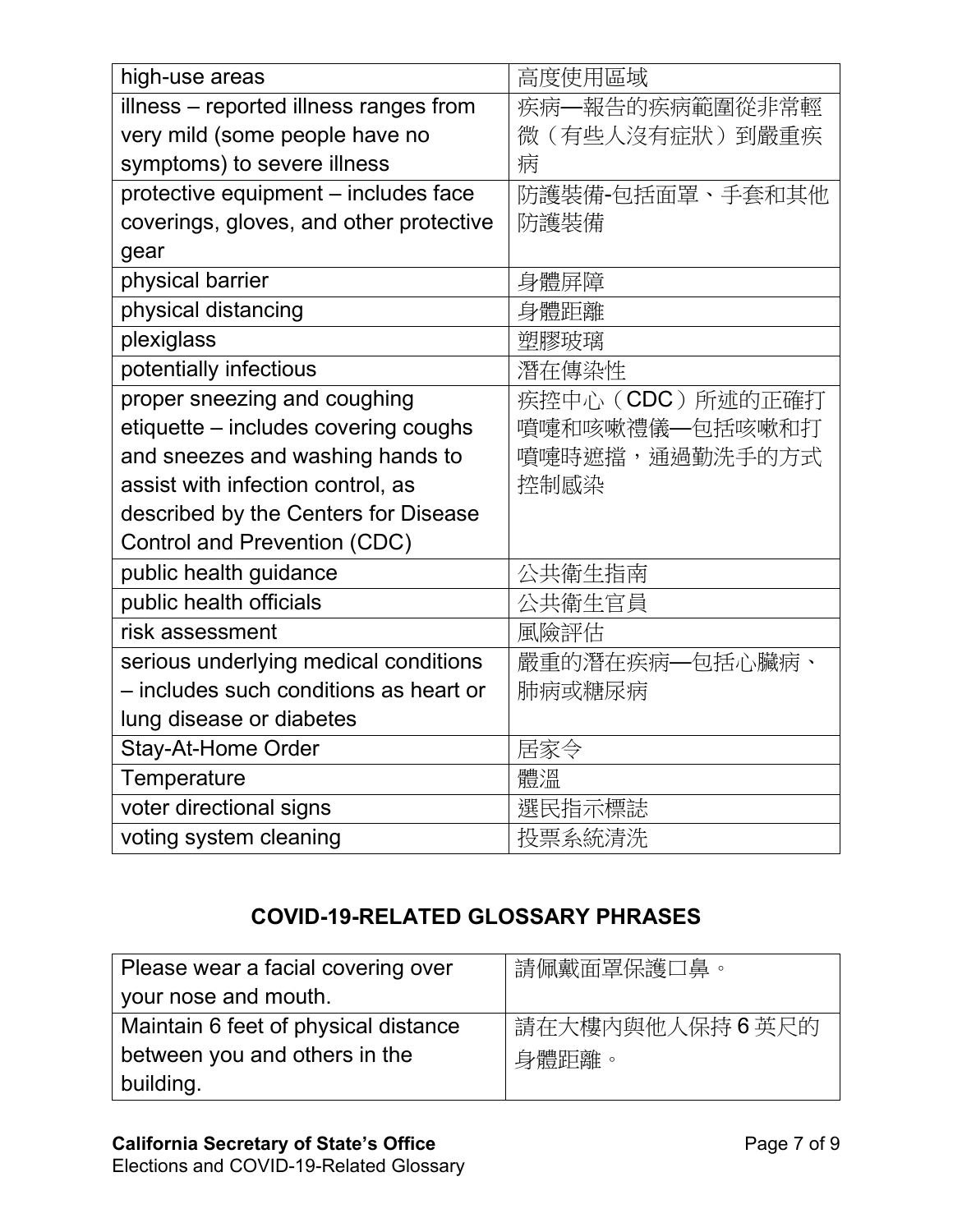| | |
|---|---|
| high-use areas | 高度使用區域 |
| illness – reported illness ranges from very mild (some people have no symptoms) to severe illness | 疾病—報告的疾病範圍從非常輕微（有些人沒有症狀）到嚴重疾病 |
| protective equipment – includes face coverings, gloves, and other protective gear | 防護裝備-包括面罩、手套和其他防護裝備 |
| physical barrier | 身體屏障 |
| physical distancing | 身體距離 |
| plexiglass | 塑膠玻璃 |
| potentially infectious | 潛在傳染性 |
| proper sneezing and coughing etiquette – includes covering coughs and sneezes and washing hands to assist with infection control, as described by the Centers for Disease Control and Prevention (CDC) | 疾控中心（CDC）所述的正確打噴嚏和咳嗽禮儀—包括咳嗽和打噴嚏時遮擋，通過勤洗手的方式控制感染 |
| public health guidance | 公共衛生指南 |
| public health officials | 公共衛生官員 |
| risk assessment | 風險評估 |
| serious underlying medical conditions – includes such conditions as heart or lung disease or diabetes | 嚴重的潛在疾病—包括心臟病、肺病或糖尿病 |
| Stay-At-Home Order | 居家令 |
| Temperature | 體溫 |
| voter directional signs | 選民指示標誌 |
| voting system cleaning | 投票系統清洗 |

## COVID-19-RELATED GLOSSARY PHRASES

| | |
|---|---|
| Please wear a facial covering over your nose and mouth. | 請佩戴面罩保護口鼻。 |
| Maintain 6 feet of physical distance between you and others in the building. | 請在大樓內與他人保持 6 英尺的身體距離。 |

**California Secretary of State's Office**
Elections and COVID-19-Related Glossary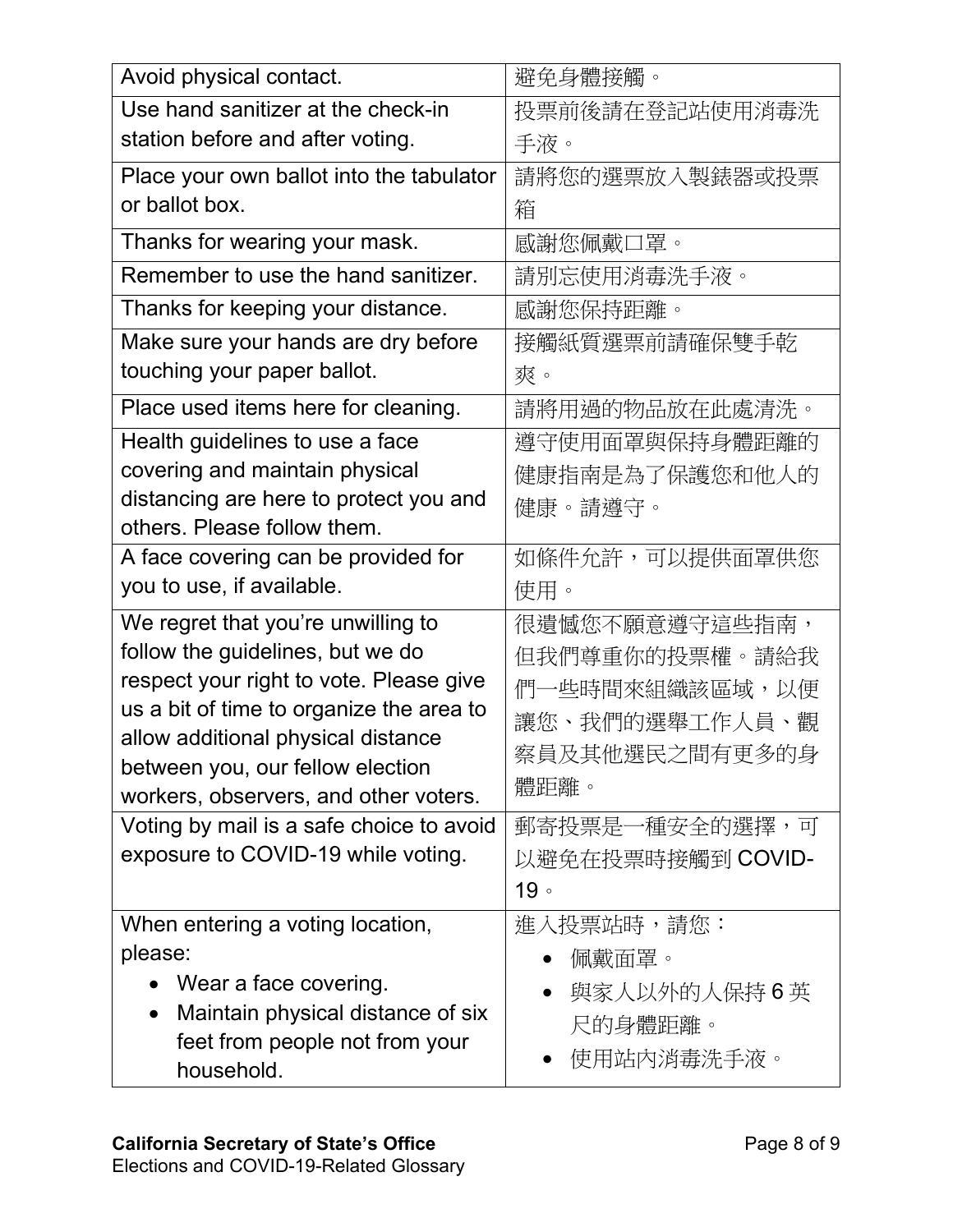| | |
|---|---|
| Avoid physical contact. | 避免身體接觸。 |
| Use hand sanitizer at the check-in station before and after voting. | 投票前後請在登記站使用消毒洗手液。 |
| Place your own ballot into the tabulator or ballot box. | 請將您的選票放入製錶器或投票箱 |
| Thanks for wearing your mask. | 感謝您佩戴口罩。 |
| Remember to use the hand sanitizer. | 請別忘使用消毒洗手液。 |
| Thanks for keeping your distance. | 感謝您保持距離。 |
| Make sure your hands are dry before touching your paper ballot. | 接觸紙質選票前請確保雙手乾爽。 |
| Place used items here for cleaning. | 請將用過的物品放在此處清洗。 |
| Health guidelines to use a face covering and maintain physical distancing are here to protect you and others. Please follow them. | 遵守使用面罩與保持身體距離的健康指南是為了保護您和他人的健康。請遵守。 |
| A face covering can be provided for you to use, if available. | 如條件允許，可以提供面罩供您使用。 |
| We regret that you're unwilling to follow the guidelines, but we do respect your right to vote. Please give us a bit of time to organize the area to allow additional physical distance between you, our fellow election workers, observers, and other voters. | 很遺憾您不願意遵守這些指南，但我們尊重你的投票權。請給我們一些時間來組織該區域，以便讓您、我們的選舉工作人員、觀察員及其他選民之間有更多的身體距離。 |
| Voting by mail is a safe choice to avoid exposure to COVID-19 while voting. | 郵寄投票是一種安全的選擇，可以避免在投票時接觸到 COVID-19。 |
| When entering a voting location, please:<br>• Wear a face covering.<br>• Maintain physical distance of six feet from people not from your household. | 進入投票站時，請您：<br>• 佩戴面罩。<br>• 與家人以外的人保持 6 英尺的身體距離。<br>• 使用站內消毒洗手液。 |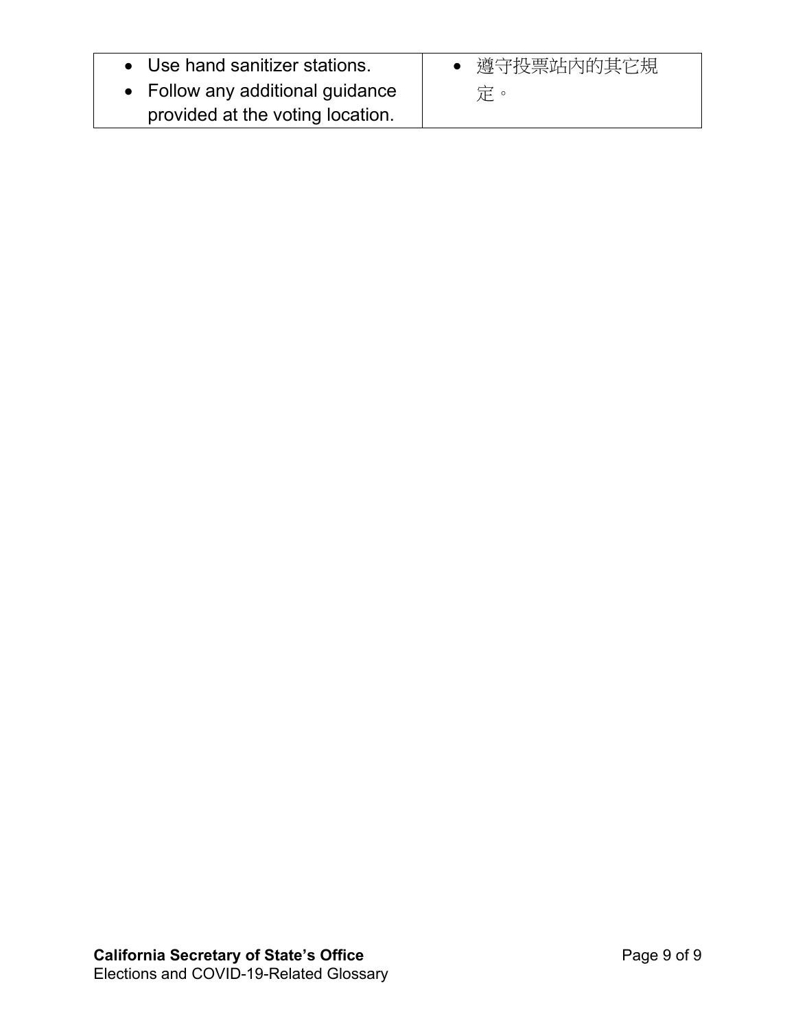| | |
|---|---|
| • Use hand sanitizer stations.<br>• Follow any additional guidance provided at the voting location. | • 遵守投票站內的其它規定。 |